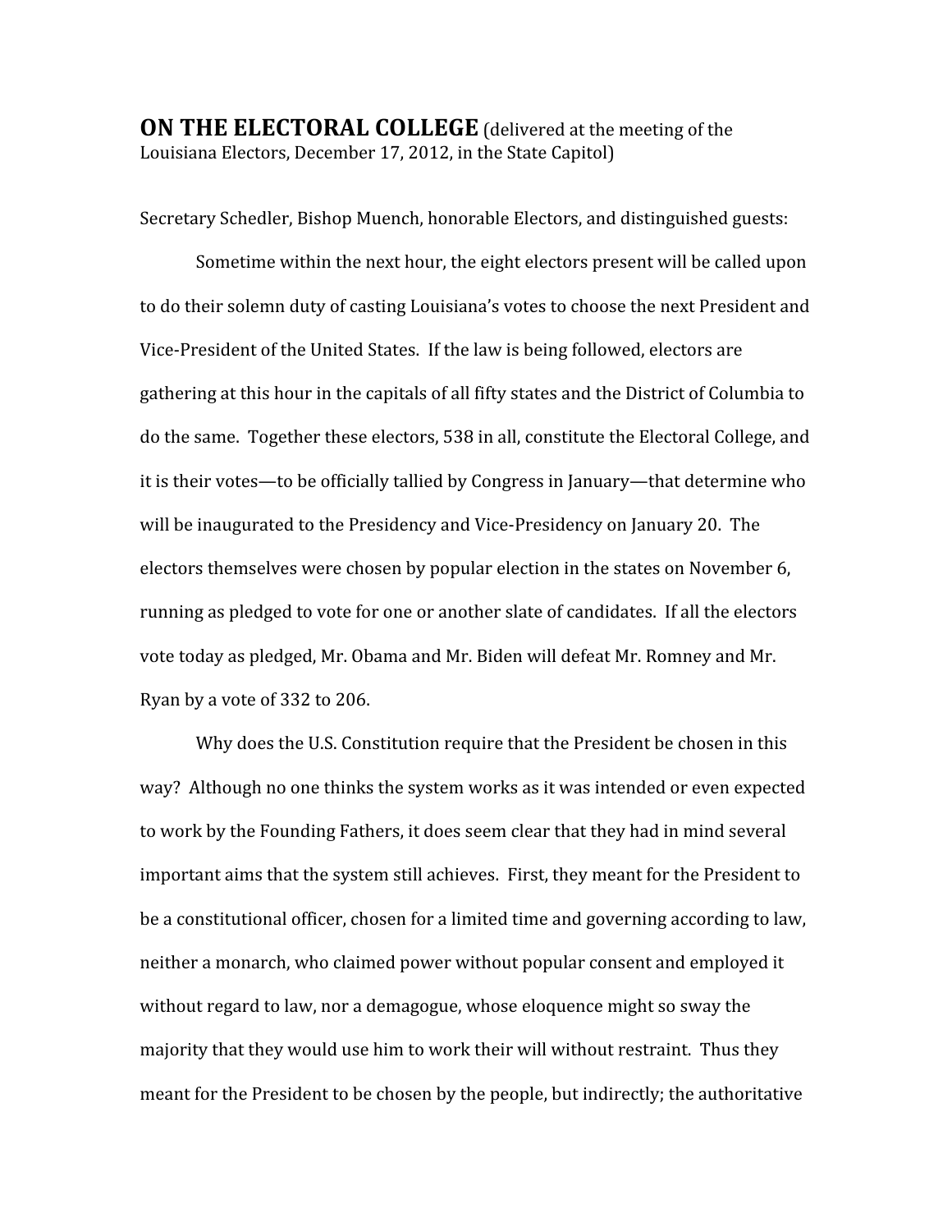# ON THE ELECTORAL COLLEGE (delivered at the meeting of the Louisiana Electors, December 17, 2012, in the State Capitol)

Secretary Schedler, Bishop Muench, honorable Electors, and distinguished guests:

Sometime within the next hour, the eight electors present will be called upon to do their solemn duty of casting Louisiana's votes to choose the next President and Vice-President of the United States. If the law is being followed, electors are gathering at this hour in the capitals of all fifty states and the District of Columbia to do the same. Together these electors, 538 in all, constitute the Electoral College, and it is their votes—to be officially tallied by Congress in January—that determine who will be inaugurated to the Presidency and Vice-Presidency on January 20. The electors themselves were chosen by popular election in the states on November 6, running as pledged to vote for one or another slate of candidates. If all the electors vote today as pledged, Mr. Obama and Mr. Biden will defeat Mr. Romney and Mr. Ryan by a vote of 332 to 206.

Why does the U.S. Constitution require that the President be chosen in this way? Although no one thinks the system works as it was intended or even expected to work by the Founding Fathers, it does seem clear that they had in mind several important aims that the system still achieves. First, they meant for the President to be a constitutional officer, chosen for a limited time and governing according to law, neither a monarch, who claimed power without popular consent and employed it without regard to law, nor a demagogue, whose eloquence might so sway the majority that they would use him to work their will without restraint. Thus they meant for the President to be chosen by the people, but indirectly; the authoritative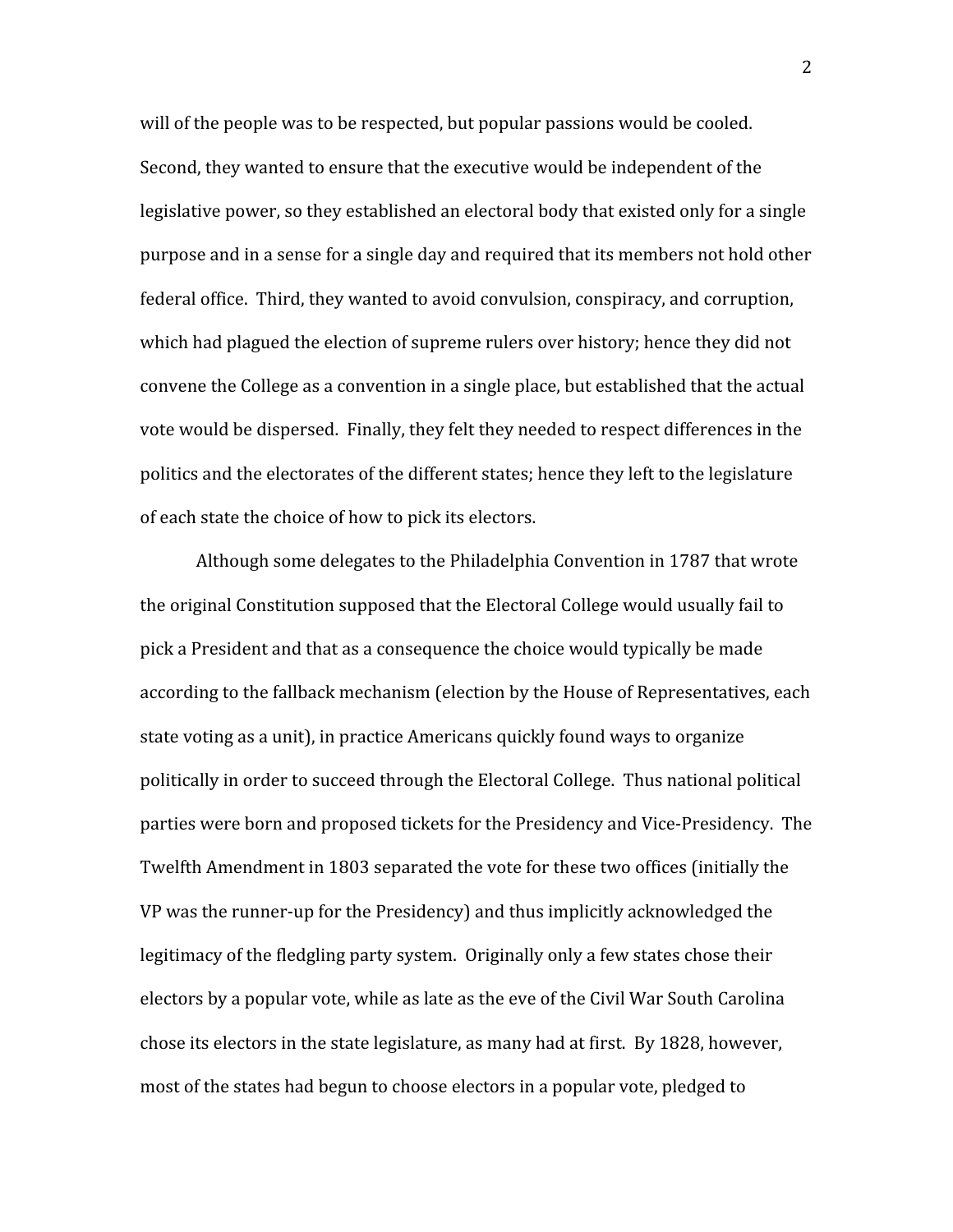will of the people was to be respected, but popular passions would be cooled. Second, they wanted to ensure that the executive would be independent of the legislative power, so they established an electoral body that existed only for a single purpose and in a sense for a single day and required that its members not hold other federal office. Third, they wanted to avoid convulsion, conspiracy, and corruption, which had plagued the election of supreme rulers over history; hence they did not convene the College as a convention in a single place, but established that the actual vote would be dispersed. Finally, they felt they needed to respect differences in the politics and the electorates of the different states; hence they left to the legislature of each state the choice of how to pick its electors.

Although some delegates to the Philadelphia Convention in 1787 that wrote the original Constitution supposed that the Electoral College would usually fail to pick a President and that as a consequence the choice would typically be made according to the fallback mechanism (election by the House of Representatives, each state voting as a unit), in practice Americans quickly found ways to organize politically in order to succeed through the Electoral College. Thus national political parties were born and proposed tickets for the Presidency and Vice-Presidency. The Twelfth Amendment in 1803 separated the vote for these two offices (initially the VP was the runner-up for the Presidency) and thus implicitly acknowledged the legitimacy of the fledgling party system. Originally only a few states chose their electors by a popular vote, while as late as the eve of the Civil War South Carolina chose its electors in the state legislature, as many had at first. By 1828, however, most of the states had begun to choose electors in a popular vote, pledged to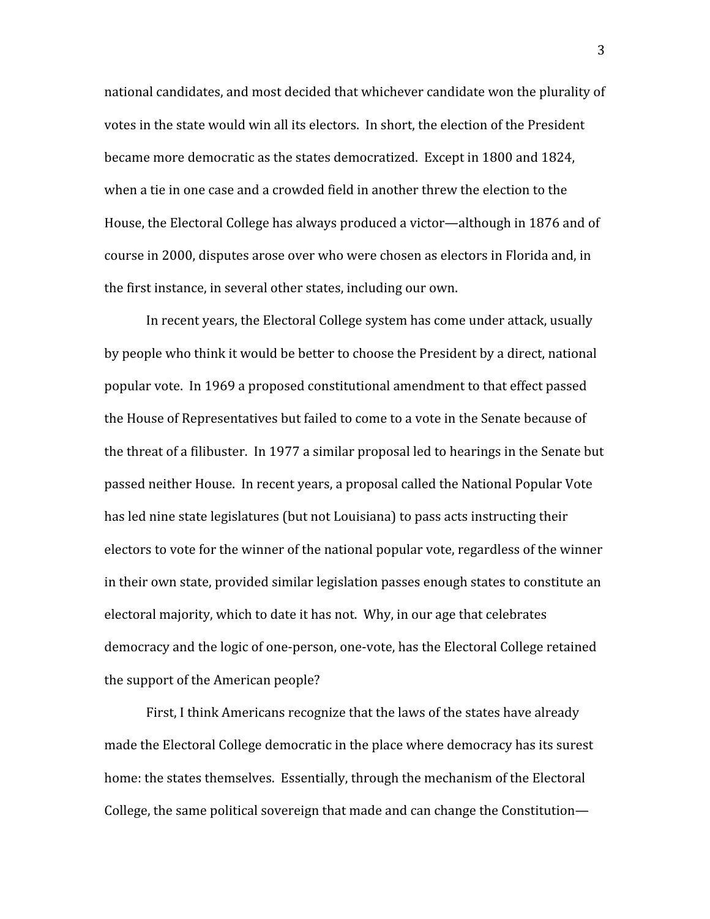national candidates, and most decided that whichever candidate won the plurality of votes in the state would win all its electors. In short, the election of the President became more democratic as the states democratized. Except in 1800 and 1824, when a tie in one case and a crowded field in another threw the election to the House, the Electoral College has always produced a victor—although in 1876 and of course in 2000, disputes arose over who were chosen as electors in Florida and, in the first instance, in several other states, including our own.

In recent years, the Electoral College system has come under attack, usually by people who think it would be better to choose the President by a direct, national popular vote. In 1969 a proposed constitutional amendment to that effect passed the House of Representatives but failed to come to a vote in the Senate because of the threat of a filibuster. In 1977 a similar proposal led to hearings in the Senate but passed neither House. In recent years, a proposal called the National Popular Vote has led nine state legislatures (but not Louisiana) to pass acts instructing their electors to vote for the winner of the national popular vote, regardless of the winner in their own state, provided similar legislation passes enough states to constitute an electoral majority, which to date it has not. Why, in our age that celebrates democracy and the logic of one-person, one-vote, has the Electoral College retained the support of the American people?

First, I think Americans recognize that the laws of the states have already made the Electoral College democratic in the place where democracy has its surest home: the states themselves. Essentially, through the mechanism of the Electoral College, the same political sovereign that made and can change the Constitution—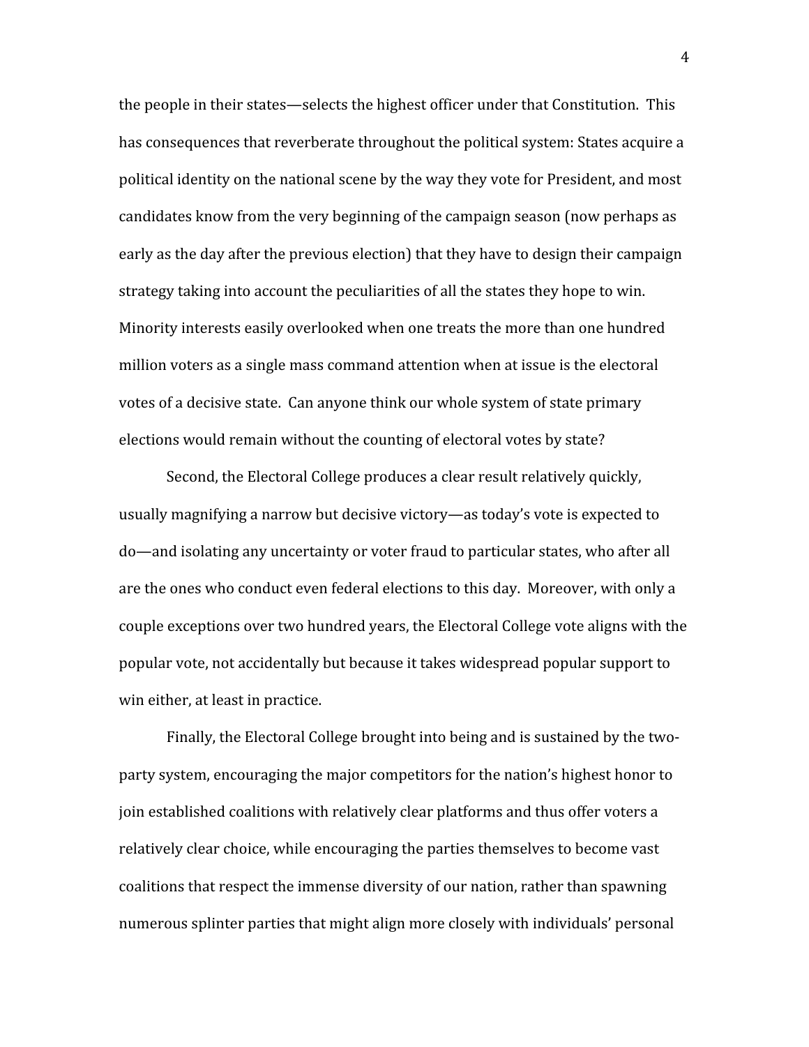the people in their states—selects the highest officer under that Constitution. This has consequences that reverberate throughout the political system: States acquire a political identity on the national scene by the way they vote for President, and most candidates know from the very beginning of the campaign season (now perhaps as early as the day after the previous election) that they have to design their campaign strategy taking into account the peculiarities of all the states they hope to win. Minority interests easily overlooked when one treats the more than one hundred million voters as a single mass command attention when at issue is the electoral votes of a decisive state. Can anyone think our whole system of state primary elections would remain without the counting of electoral votes by state?

Second, the Electoral College produces a clear result relatively quickly, usually magnifying a narrow but decisive victory—as today's vote is expected to do—and isolating any uncertainty or voter fraud to particular states, who after all are the ones who conduct even federal elections to this day. Moreover, with only a couple exceptions over two hundred years, the Electoral College vote aligns with the popular vote, not accidentally but because it takes widespread popular support to win either, at least in practice.

Finally, the Electoral College brought into being and is sustained by the two-party system, encouraging the major competitors for the nation's highest honor to join established coalitions with relatively clear platforms and thus offer voters a relatively clear choice, while encouraging the parties themselves to become vast coalitions that respect the immense diversity of our nation, rather than spawning numerous splinter parties that might align more closely with individuals' personal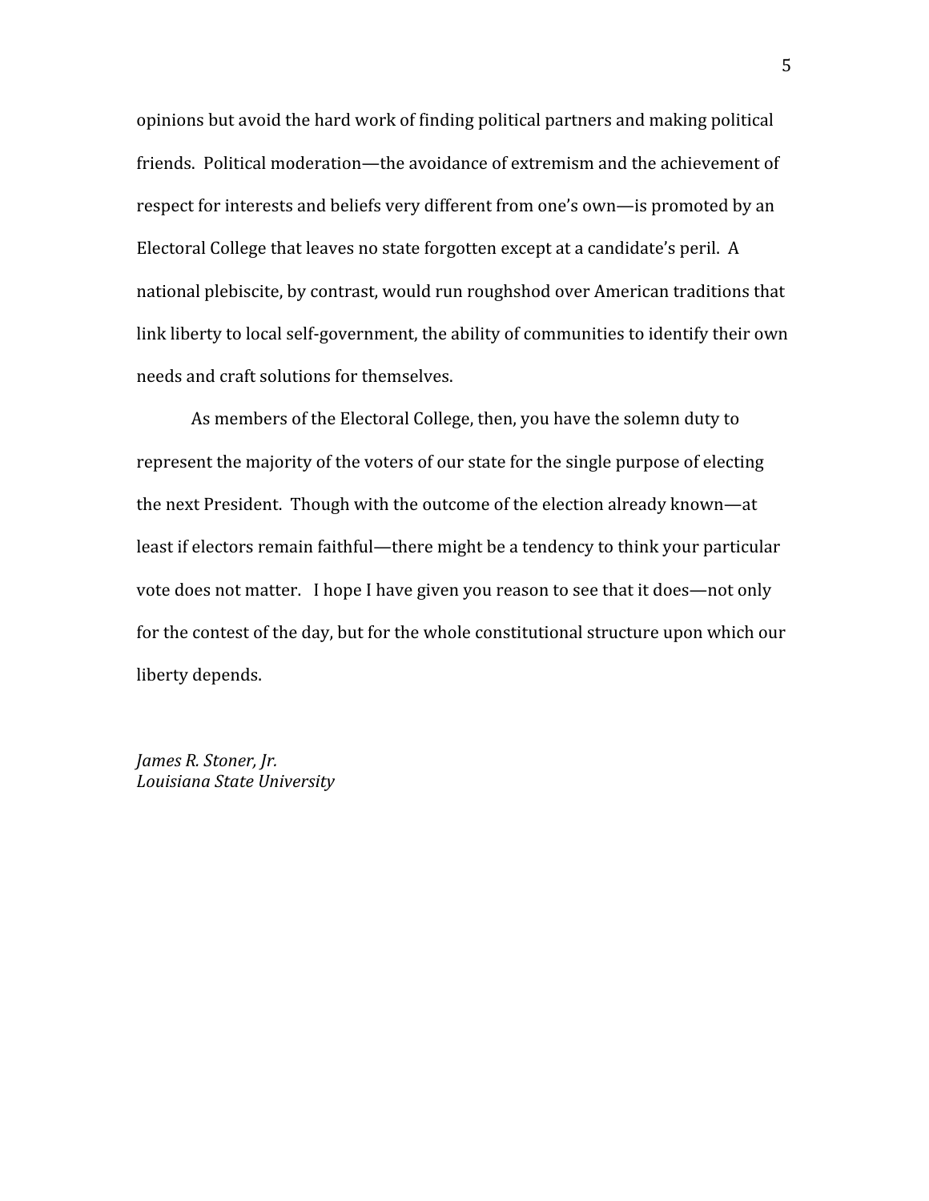opinions but avoid the hard work of finding political partners and making political friends. Political moderation—the avoidance of extremism and the achievement of respect for interests and beliefs very different from one's own—is promoted by an Electoral College that leaves no state forgotten except at a candidate's peril. A national plebiscite, by contrast, would run roughshod over American traditions that link liberty to local self-government, the ability of communities to identify their own needs and craft solutions for themselves.

As members of the Electoral College, then, you have the solemn duty to represent the majority of the voters of our state for the single purpose of electing the next President. Though with the outcome of the election already known—at least if electors remain faithful—there might be a tendency to think your particular vote does not matter. I hope I have given you reason to see that it does—not only for the contest of the day, but for the whole constitutional structure upon which our liberty depends.

*James R. Stoner, Jr.*
*Louisiana State University*